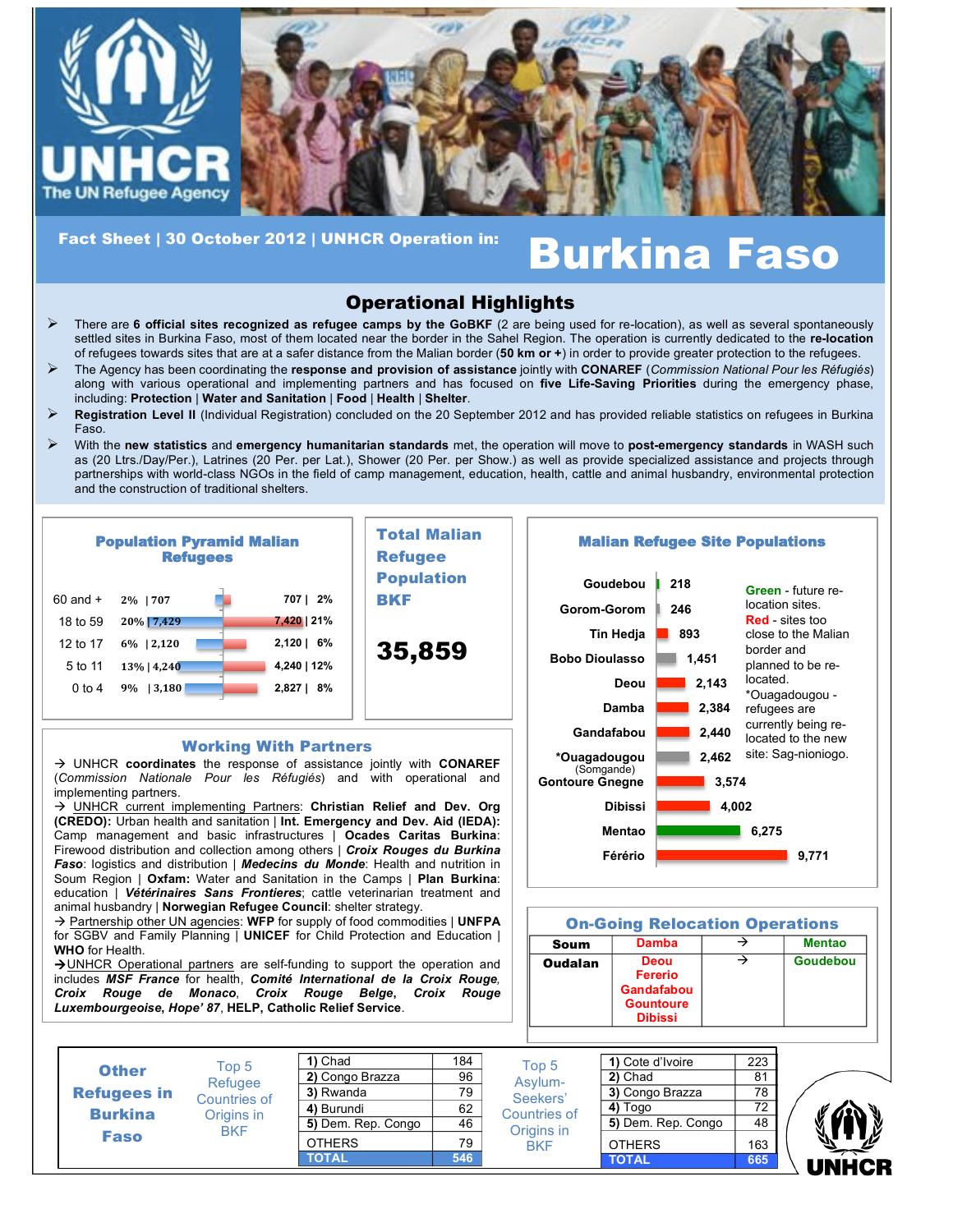# UNHCR – The UN Refugee Agency

**Fact Sheet | 30 October 2012 | UNHCR Operation in:**

# Burkina Faso

## Operational Highlights

- There are **6 official sites recognized as refugee camps by the GoBKF** (2 are being used for re-location), as well as several spontaneously settled sites in Burkina Faso, most of them located near the border in the Sahel Region. The operation is currently dedicated to the **re-location** of refugees towards sites that are at a safer distance from the Malian border (**50 km or +**) in order to provide greater protection to the refugees.
- The Agency has been coordinating the **response and provision of assistance** jointly with **CONAREF** (*Commission National Pour les Réfugiés*) along with various operational and implementing partners and has focused on **five Life-Saving Priorities** during the emergency phase, including: **Protection** | **Water and Sanitation** | **Food** | **Health** | **Shelter**.
- **Registration Level II** (Individual Registration) concluded on the 20 September 2012 and has provided reliable statistics on refugees in Burkina Faso.
- With the **new statistics** and **emergency humanitarian standards** met, the operation will move to **post-emergency standards** in WASH such as (20 Ltrs./Day/Per.), Latrines (20 Per. per Lat.), Shower (20 Per. per Show.) as well as provide specialized assistance and projects through partnerships with world-class NGOs in the field of camp management, education, health, cattle and animal husbandry, environmental protection and the construction of traditional shelters.

### Population Pyramid Malian Refugees

| Age | Male % | Male | Female | Female % |
|---|---|---|---|---|
| 60 and + | 2% | 707 | 707 | 2% |
| 18 to 59 | 20% | 7,429 | 7,420 | 21% |
| 12 to 17 | 6% | 2,120 | 2,120 | 6% |
| 5 to 11 | 13% | 4,240 | 4,240 | 12% |
| 0 to 4 | 9% | 3,180 | 2,827 | 8% |

### Total Malian Refugee Population BKF

**35,859**

### Malian Refugee Site Populations

| Site | Population |
|---|---|
| Goudebou | 218 |
| Gorom-Gorom | 246 |
| Tin Hedja | 893 |
| Bobo Dioulasso | 1,451 |
| Deou | 2,143 |
| Damba | 2,384 |
| Gandafabou | 2,440 |
| *Ouagadougou (Somgande) | 2,462 |
| Gontoure Gnegne | 3,574 |
| Dibissi | 4,002 |
| Mentao | 6,275 |
| Férério | 9,771 |

**Green** - future re-location sites.
**Red** - sites too close to the Malian border and planned to be re-located.
*Ouagadougou - refugees are currently being re-located to the new site: Sag-nioniogo.

### Working With Partners

→ UNHCR **coordinates** the response of assistance jointly with **CONAREF** (*Commission Nationale Pour les Réfugiés*) and with operational and implementing partners.

→ UNHCR current implementing Partners: **Christian Relief and Dev. Org (CREDO):** Urban health and sanitation | **Int. Emergency and Dev. Aid (IEDA):** Camp management and basic infrastructures | **Ocades Caritas Burkina**: Firewood distribution and collection among others | ***Croix Rouges du Burkina Faso***: logistics and distribution | ***Medecins du Monde***: Health and nutrition in Soum Region | **Oxfam:** Water and Sanitation in the Camps | **Plan Burkina**: education | ***Vétérinaires Sans Frontieres***; cattle veterinarian treatment and animal husbandry | **Norwegian Refugee Council**: shelter strategy.

→ Partnership other UN agencies: **WFP** for supply of food commodities | **UNFPA** for SGBV and Family Planning | **UNICEF** for Child Protection and Education | **WHO** for Health.

→ UNHCR Operational partners are self-funding to support the operation and includes ***MSF France*** for health, ***Comité International de la Croix Rouge, Croix Rouge de Monaco***, ***Croix Rouge Belge***, ***Croix Rouge Luxembourgeoise***, ***Hope' 87***, **HELP**, **Catholic Relief Service**.

### On-Going Relocation Operations

| Province | From | | To |
|---|---|---|---|
| **Soum** | Damba | → | Mentao |
| **Oudalan** | Deou, Fereiro, Gandafabou, Gountoure, Dibissi | → | Goudebou |

### Other Refugees in Burkina Faso

| Top 5 Refugee Countries of Origins in BKF | |
|---|---|
| 1) Chad | 184 |
| 2) Congo Brazza | 96 |
| 3) Rwanda | 79 |
| 4) Burundi | 62 |
| 5) Dem. Rep. Congo | 46 |
| OTHERS | 79 |
| **TOTAL** | **546** |

| Top 5 Asylum-Seekers' Countries of Origins in BKF | |
|---|---|
| 1) Cote d'Ivoire | 223 |
| 2) Chad | 81 |
| 3) Congo Brazza | 78 |
| 4) Togo | 72 |
| 5) Dem. Rep. Congo | 48 |
| OTHERS | 163 |
| **TOTAL** | **665** |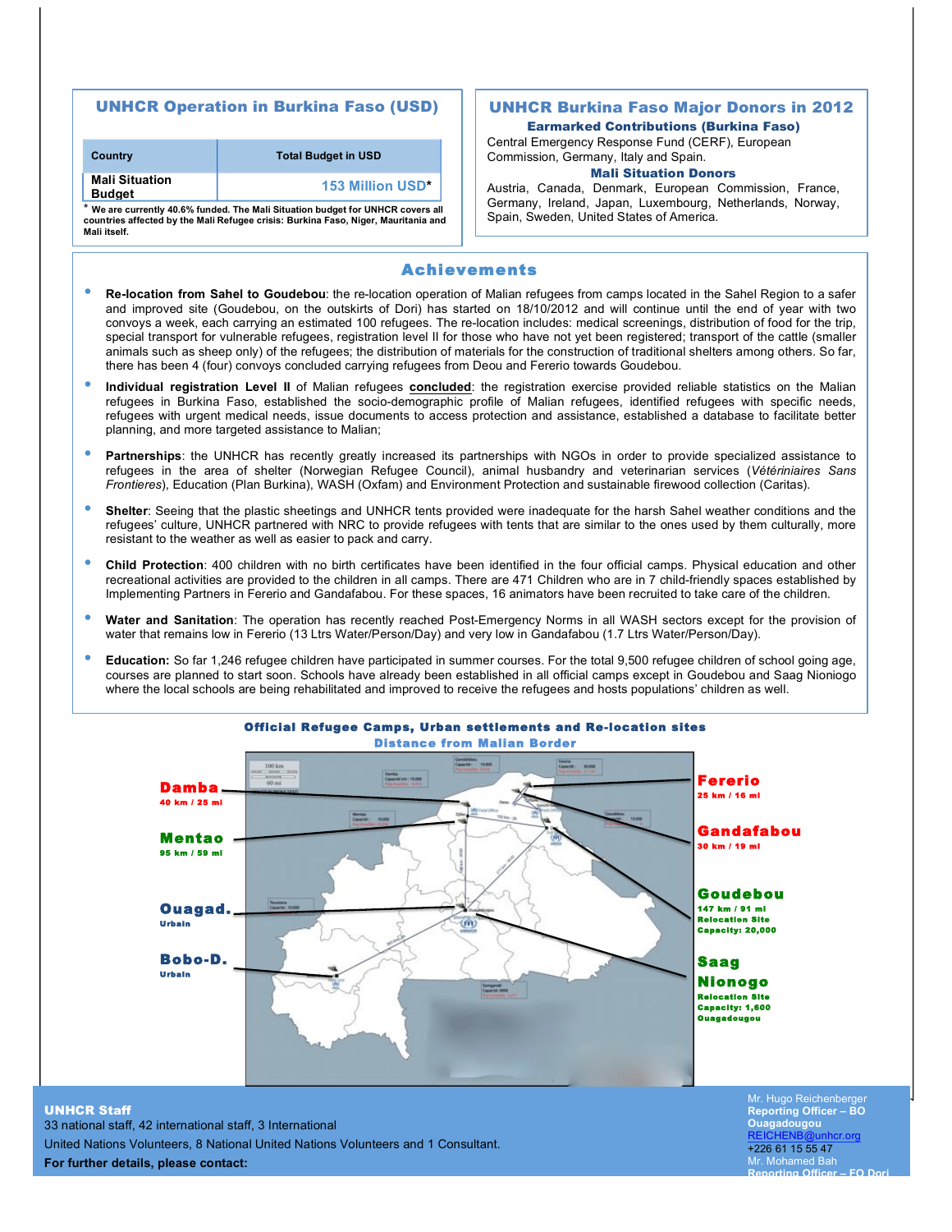## UNHCR Operation in Burkina Faso (USD)

| Country | Total Budget in USD |
|---|---|
| Mali Situation Budget | 153 Million USD* |

\* We are currently 40.6% funded. The Mali Situation budget for UNHCR covers all countries affected by the Mali Refugee crisis: Burkina Faso, Niger, Mauritania and Mali itself.

## UNHCR Burkina Faso Major Donors in 2012

### Earmarked Contributions (Burkina Faso)

Central Emergency Response Fund (CERF), European Commission, Germany, Italy and Spain.

### Mali Situation Donors

Austria, Canada, Denmark, European Commission, France, Germany, Ireland, Japan, Luxembourg, Netherlands, Norway, Spain, Sweden, United States of America.

## Achievements

- **Re-location from Sahel to Goudebou**: the re-location operation of Malian refugees from camps located in the Sahel Region to a safer and improved site (Goudebou, on the outskirts of Dori) has started on 18/10/2012 and will continue until the end of year with two convoys a week, each carrying an estimated 100 refugees. The re-location includes: medical screenings, distribution of food for the trip, special transport for vulnerable refugees, registration level II for those who have not yet been registered; transport of the cattle (smaller animals such as sheep only) of the refugees; the distribution of materials for the construction of traditional shelters among others. So far, there has been 4 (four) convoys concluded carrying refugees from Deou and Fererio towards Goudebou.
- **Individual registration Level II** of Malian refugees **concluded**: the registration exercise provided reliable statistics on the Malian refugees in Burkina Faso, established the socio-demographic profile of Malian refugees, identified refugees with specific needs, refugees with urgent medical needs, issue documents to access protection and assistance, established a database to facilitate better planning, and more targeted assistance to Malian;
- **Partnerships**: the UNHCR has recently greatly increased its partnerships with NGOs in order to provide specialized assistance to refugees in the area of shelter (Norwegian Refugee Council), animal husbandry and veterinarian services (*Vétériniaires Sans Frontieres*), Education (Plan Burkina), WASH (Oxfam) and Environment Protection and sustainable firewood collection (Caritas).
- **Shelter**: Seeing that the plastic sheetings and UNHCR tents provided were inadequate for the harsh Sahel weather conditions and the refugees' culture, UNHCR partnered with NRC to provide refugees with tents that are similar to the ones used by them culturally, more resistant to the weather as well as easier to pack and carry.
- **Child Protection**: 400 children with no birth certificates have been identified in the four official camps. Physical education and other recreational activities are provided to the children in all camps. There are 471 Children who are in 7 child-friendly spaces established by Implementing Partners in Fererio and Gandafabou. For these spaces, 16 animators have been recruited to take care of the children.
- **Water and Sanitation**: The operation has recently reached Post-Emergency Norms in all WASH sectors except for the provision of water that remains low in Fererio (13 Ltrs Water/Person/Day) and very low in Gandafabou (1.7 Ltrs Water/Person/Day).
- **Education:** So far 1,246 refugee children have participated in summer courses. For the total 9,500 refugee children of school going age, courses are planned to start soon. Schools have already been established in all official camps except in Goudebou and Saag Nioniogo where the local schools are being rehabilitated and improved to receive the refugees and hosts populations' children as well.

### Official Refugee Camps, Urban settlements and Re-location sites

Distance from Malian Border

Damba
40 km / 25 mi

Mentao
95 km / 59 mi

Ouagad.
Urbain

Bobo-D.
Urbain

Fererio
25 km / 16 mi

Gandafabou
30 km / 19 mi

Goudebou
147 km / 91 mi
Relocation Site
Capacity: 20,000

Saag Nionogo
Relocation Site
Capacity: 1,600
Ouagadougou

**UNHCR Staff**

33 national staff, 42 international staff, 3 International United Nations Volunteers, 8 National United Nations Volunteers and 1 Consultant.

**For further details, please contact:**

Mr. Hugo Reichenberger
**Reporting Officer – BO Ouagadougou**
REICHENB@unhcr.org
+226 61 15 55 47

Mr. Mohamed Bah
**Reporting Officer – FO Dori**